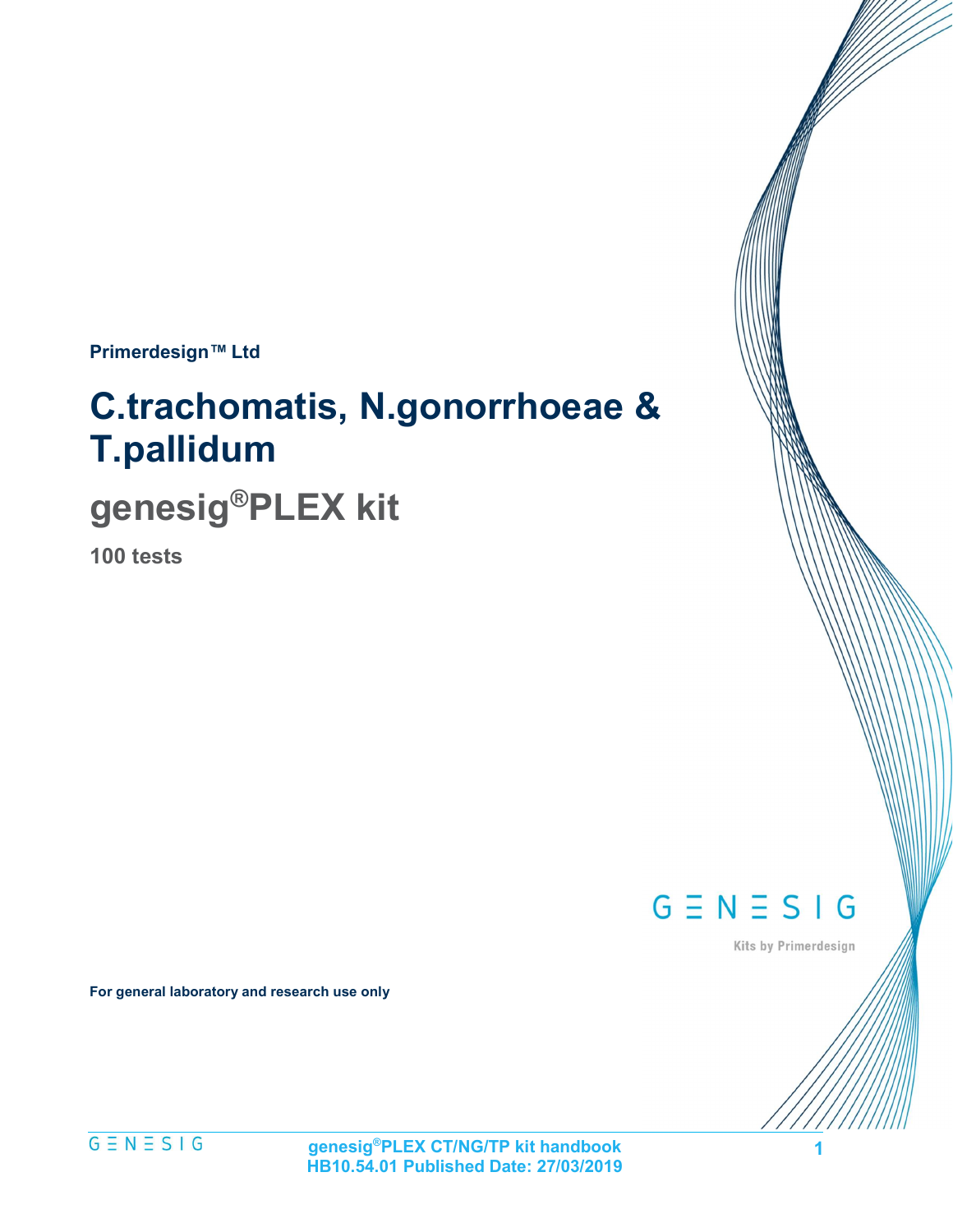**Primerdesign™ Ltd**

# C.trachomatis, N.gonorrhoeae & T.pallidum

## genesig®PLEX kit

**100 tests**

GENESIG

Kits by Primerdesign

**For general laboratory and research use only**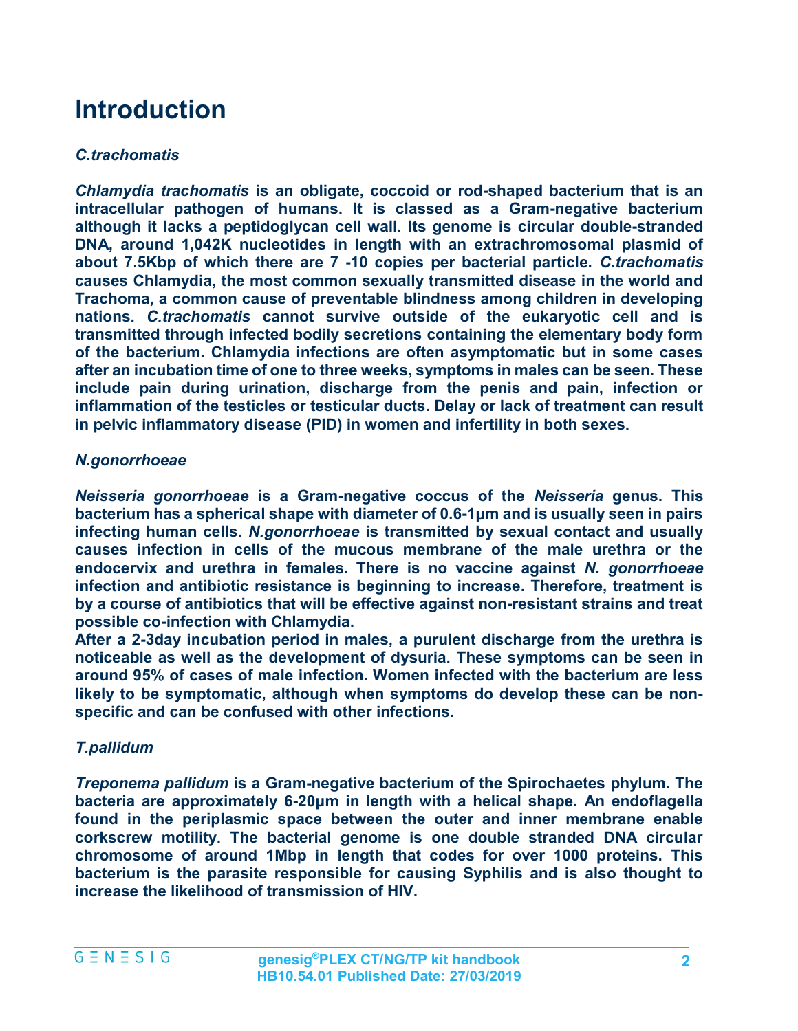# Introduction

### *C.trachomatis*

***Chlamydia trachomatis*** **is an obligate, coccoid or rod-shaped bacterium that is an intracellular pathogen of humans. It is classed as a Gram-negative bacterium although it lacks a peptidoglycan cell wall. Its genome is circular double-stranded DNA, around 1,042K nucleotides in length with an extrachromosomal plasmid of about 7.5Kbp of which there are 7 -10 copies per bacterial particle. *C.trachomatis* causes Chlamydia, the most common sexually transmitted disease in the world and Trachoma, a common cause of preventable blindness among children in developing nations. *C.trachomatis* cannot survive outside of the eukaryotic cell and is transmitted through infected bodily secretions containing the elementary body form of the bacterium. Chlamydia infections are often asymptomatic but in some cases after an incubation time of one to three weeks, symptoms in males can be seen. These include pain during urination, discharge from the penis and pain, infection or inflammation of the testicles or testicular ducts. Delay or lack of treatment can result in pelvic inflammatory disease (PID) in women and infertility in both sexes.**

### *N.gonorrhoeae*

***Neisseria gonorrhoeae*** **is a Gram-negative coccus of the *Neisseria* genus. This bacterium has a spherical shape with diameter of 0.6-1µm and is usually seen in pairs infecting human cells. *N.gonorrhoeae* is transmitted by sexual contact and usually causes infection in cells of the mucous membrane of the male urethra or the endocervix and urethra in females. There is no vaccine against *N. gonorrhoeae* infection and antibiotic resistance is beginning to increase. Therefore, treatment is by a course of antibiotics that will be effective against non-resistant strains and treat possible co-infection with Chlamydia.**

**After a 2-3day incubation period in males, a purulent discharge from the urethra is noticeable as well as the development of dysuria. These symptoms can be seen in around 95% of cases of male infection. Women infected with the bacterium are less likely to be symptomatic, although when symptoms do develop these can be non-specific and can be confused with other infections.**

### *T.pallidum*

***Treponema pallidum*** **is a Gram-negative bacterium of the Spirochaetes phylum. The bacteria are approximately 6-20µm in length with a helical shape. An endoflagella found in the periplasmic space between the outer and inner membrane enable corkscrew motility. The bacterial genome is one double stranded DNA circular chromosome of around 1Mbp in length that codes for over 1000 proteins. This bacterium is the parasite responsible for causing Syphilis and is also thought to increase the likelihood of transmission of HIV.**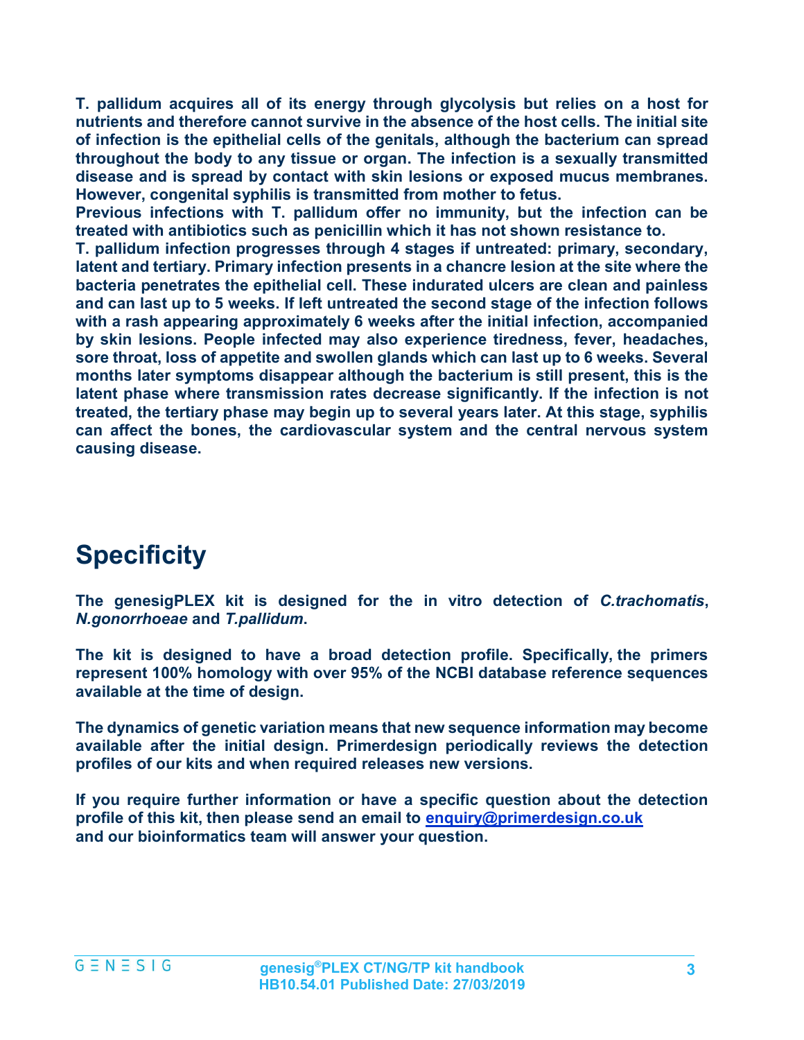**T. pallidum acquires all of its energy through glycolysis but relies on a host for nutrients and therefore cannot survive in the absence of the host cells. The initial site of infection is the epithelial cells of the genitals, although the bacterium can spread throughout the body to any tissue or organ. The infection is a sexually transmitted disease and is spread by contact with skin lesions or exposed mucus membranes. However, congenital syphilis is transmitted from mother to fetus.**

**Previous infections with T. pallidum offer no immunity, but the infection can be treated with antibiotics such as penicillin which it has not shown resistance to.**

**T. pallidum infection progresses through 4 stages if untreated: primary, secondary, latent and tertiary. Primary infection presents in a chancre lesion at the site where the bacteria penetrates the epithelial cell. These indurated ulcers are clean and painless and can last up to 5 weeks. If left untreated the second stage of the infection follows with a rash appearing approximately 6 weeks after the initial infection, accompanied by skin lesions. People infected may also experience tiredness, fever, headaches, sore throat, loss of appetite and swollen glands which can last up to 6 weeks. Several months later symptoms disappear although the bacterium is still present, this is the latent phase where transmission rates decrease significantly. If the infection is not treated, the tertiary phase may begin up to several years later. At this stage, syphilis can affect the bones, the cardiovascular system and the central nervous system causing disease.**

# Specificity

**The genesigPLEX kit is designed for the in vitro detection of *C.trachomatis*, *N.gonorrhoeae* and *T.pallidum*.**

**The kit is designed to have a broad detection profile. Specifically, the primers represent 100% homology with over 95% of the NCBI database reference sequences available at the time of design.**

**The dynamics of genetic variation means that new sequence information may become available after the initial design. Primerdesign periodically reviews the detection profiles of our kits and when required releases new versions.**

**If you require further information or have a specific question about the detection profile of this kit, then please send an email to enquiry@primerdesign.co.uk and our bioinformatics team will answer your question.**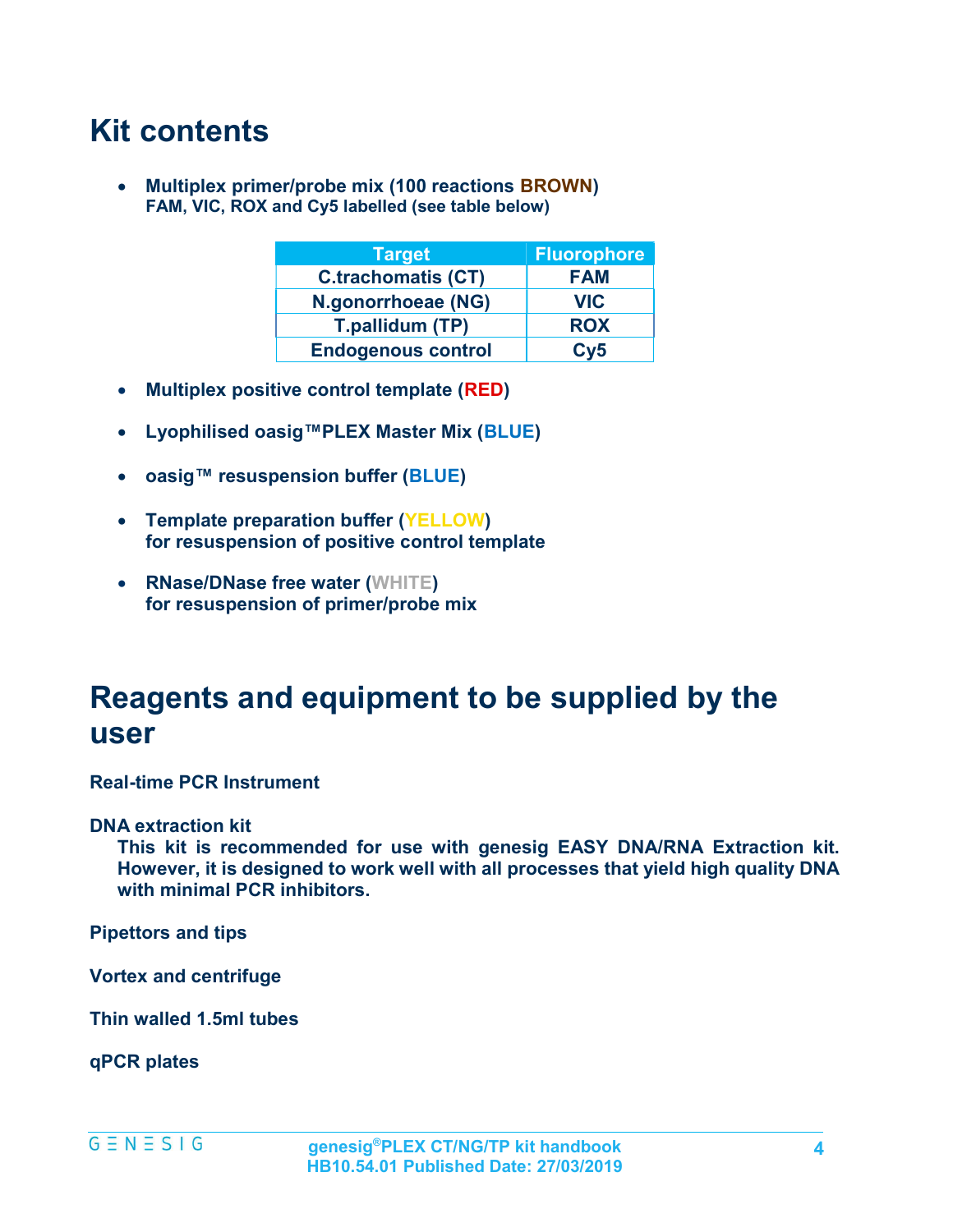# Kit contents

- **Multiplex primer/probe mix (100 reactions BROWN)**
  **FAM, VIC, ROX and Cy5 labelled (see table below)**

| Target | Fluorophore |
| --- | --- |
| C.trachomatis (CT) | FAM |
| N.gonorrhoeae (NG) | VIC |
| T.pallidum (TP) | ROX |
| Endogenous control | Cy5 |

- **Multiplex positive control template (RED)**

- **Lyophilised oasig™PLEX Master Mix (BLUE)**

- **oasig™ resuspension buffer (BLUE)**

- **Template preparation buffer (YELLOW)**
  **for resuspension of positive control template**

- **RNase/DNase free water (WHITE)**
  **for resuspension of primer/probe mix**

# Reagents and equipment to be supplied by the user

**Real-time PCR Instrument**

**DNA extraction kit**

**This kit is recommended for use with genesig EASY DNA/RNA Extraction kit. However, it is designed to work well with all processes that yield high quality DNA with minimal PCR inhibitors.**

**Pipettors and tips**

**Vortex and centrifuge**

**Thin walled 1.5ml tubes**

**qPCR plates**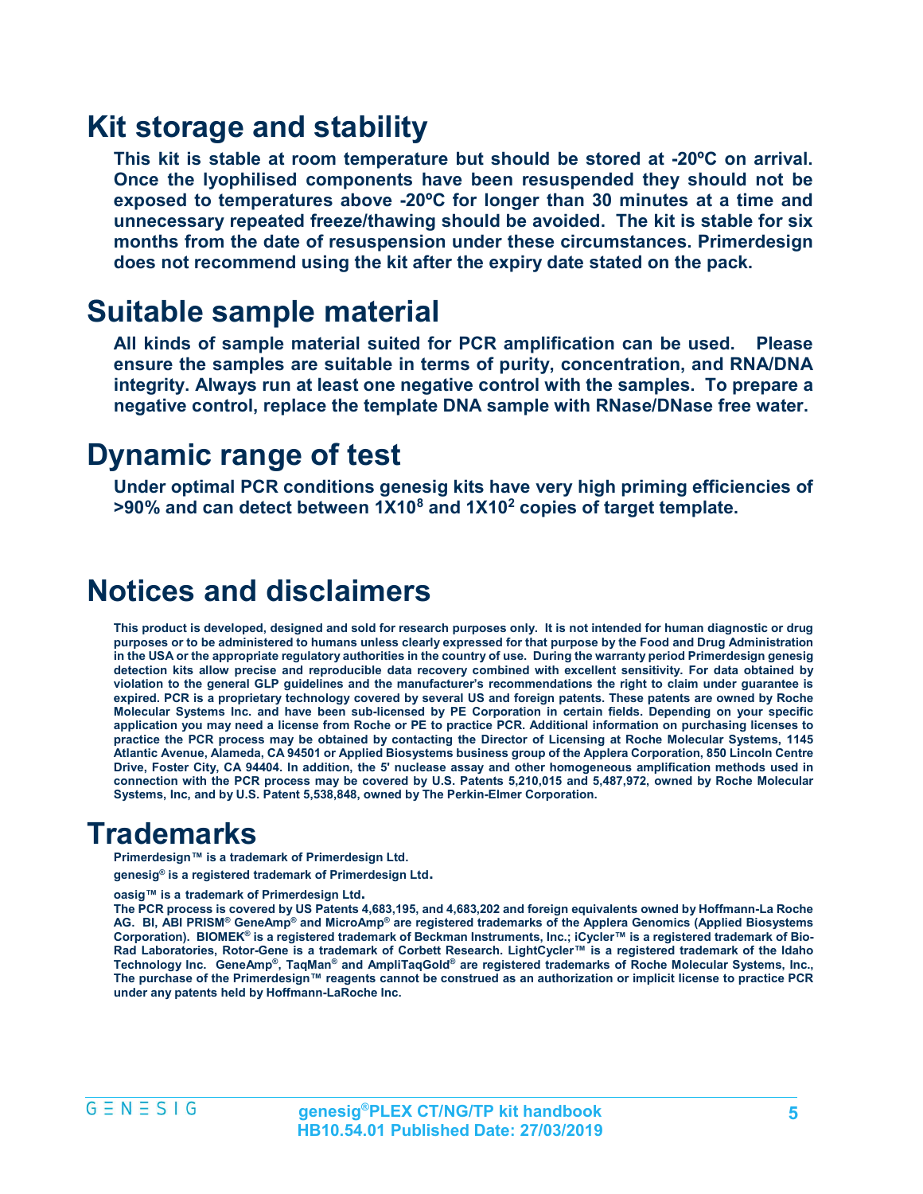# Kit storage and stability

**This kit is stable at room temperature but should be stored at -20ºC on arrival. Once the lyophilised components have been resuspended they should not be exposed to temperatures above -20ºC for longer than 30 minutes at a time and unnecessary repeated freeze/thawing should be avoided. The kit is stable for six months from the date of resuspension under these circumstances. Primerdesign does not recommend using the kit after the expiry date stated on the pack.**

# Suitable sample material

**All kinds of sample material suited for PCR amplification can be used. Please ensure the samples are suitable in terms of purity, concentration, and RNA/DNA integrity. Always run at least one negative control with the samples. To prepare a negative control, replace the template DNA sample with RNase/DNase free water.**

# Dynamic range of test

**Under optimal PCR conditions genesig kits have very high priming efficiencies of >90% and can detect between $1X10^8$ and $1X10^2$ copies of target template.**

# Notices and disclaimers

**This product is developed, designed and sold for research purposes only. It is not intended for human diagnostic or drug purposes or to be administered to humans unless clearly expressed for that purpose by the Food and Drug Administration in the USA or the appropriate regulatory authorities in the country of use. During the warranty period Primerdesign genesig detection kits allow precise and reproducible data recovery combined with excellent sensitivity. For data obtained by violation to the general GLP guidelines and the manufacturer's recommendations the right to claim under guarantee is expired. PCR is a proprietary technology covered by several US and foreign patents. These patents are owned by Roche Molecular Systems Inc. and have been sub-licensed by PE Corporation in certain fields. Depending on your specific application you may need a license from Roche or PE to practice PCR. Additional information on purchasing licenses to practice the PCR process may be obtained by contacting the Director of Licensing at Roche Molecular Systems, 1145 Atlantic Avenue, Alameda, CA 94501 or Applied Biosystems business group of the Applera Corporation, 850 Lincoln Centre Drive, Foster City, CA 94404. In addition, the 5' nuclease assay and other homogeneous amplification methods used in connection with the PCR process may be covered by U.S. Patents 5,210,015 and 5,487,972, owned by Roche Molecular Systems, Inc, and by U.S. Patent 5,538,848, owned by The Perkin-Elmer Corporation.**

# Trademarks

**Primerdesign™ is a trademark of Primerdesign Ltd.**

**genesig® is a registered trademark of Primerdesign Ltd.**

**oasig™ is a trademark of Primerdesign Ltd.**

**The PCR process is covered by US Patents 4,683,195, and 4,683,202 and foreign equivalents owned by Hoffmann-La Roche AG. BI, ABI PRISM® GeneAmp® and MicroAmp® are registered trademarks of the Applera Genomics (Applied Biosystems Corporation). BIOMEK® is a registered trademark of Beckman Instruments, Inc.; iCycler™ is a registered trademark of Bio-Rad Laboratories, Rotor-Gene is a trademark of Corbett Research. LightCycler™ is a registered trademark of the Idaho Technology Inc. GeneAmp®, TaqMan® and AmpliTaqGold® are registered trademarks of Roche Molecular Systems, Inc., The purchase of the Primerdesign™ reagents cannot be construed as an authorization or implicit license to practice PCR under any patents held by Hoffmann-LaRoche Inc.**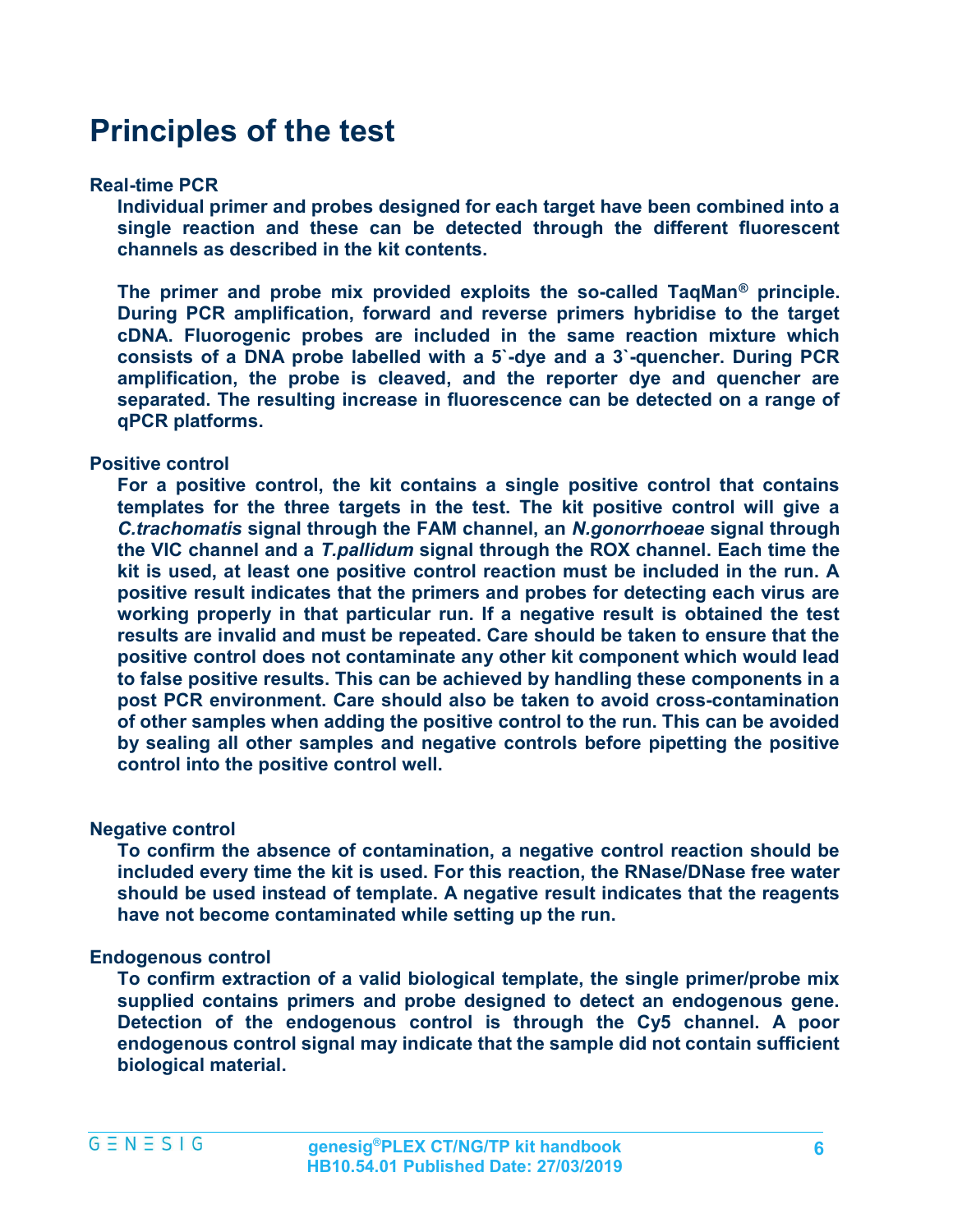# Principles of the test

**Real-time PCR**

**Individual primer and probes designed for each target have been combined into a single reaction and these can be detected through the different fluorescent channels as described in the kit contents.**

**The primer and probe mix provided exploits the so-called TaqMan® principle. During PCR amplification, forward and reverse primers hybridise to the target cDNA. Fluorogenic probes are included in the same reaction mixture which consists of a DNA probe labelled with a 5`-dye and a 3`-quencher. During PCR amplification, the probe is cleaved, and the reporter dye and quencher are separated. The resulting increase in fluorescence can be detected on a range of qPCR platforms.**

**Positive control**

**For a positive control, the kit contains a single positive control that contains templates for the three targets in the test. The kit positive control will give a *C.trachomatis* signal through the FAM channel, an *N.gonorrhoeae* signal through the VIC channel and a *T.pallidum* signal through the ROX channel. Each time the kit is used, at least one positive control reaction must be included in the run. A positive result indicates that the primers and probes for detecting each virus are working properly in that particular run. If a negative result is obtained the test results are invalid and must be repeated. Care should be taken to ensure that the positive control does not contaminate any other kit component which would lead to false positive results. This can be achieved by handling these components in a post PCR environment. Care should also be taken to avoid cross-contamination of other samples when adding the positive control to the run. This can be avoided by sealing all other samples and negative controls before pipetting the positive control into the positive control well.**

**Negative control**

**To confirm the absence of contamination, a negative control reaction should be included every time the kit is used. For this reaction, the RNase/DNase free water should be used instead of template. A negative result indicates that the reagents have not become contaminated while setting up the run.**

**Endogenous control**

**To confirm extraction of a valid biological template, the single primer/probe mix supplied contains primers and probe designed to detect an endogenous gene. Detection of the endogenous control is through the Cy5 channel. A poor endogenous control signal may indicate that the sample did not contain sufficient biological material.**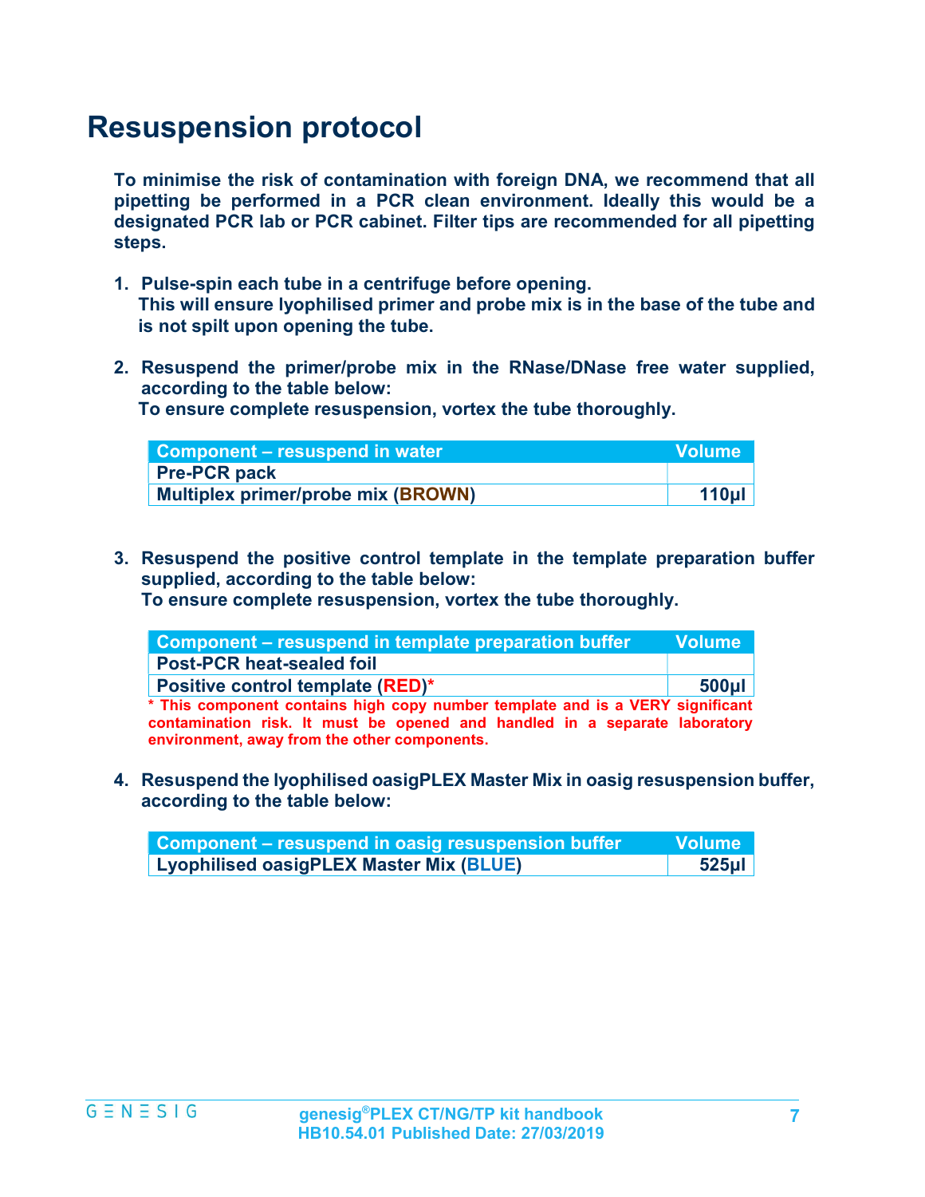# Resuspension protocol

**To minimise the risk of contamination with foreign DNA, we recommend that all pipetting be performed in a PCR clean environment. Ideally this would be a designated PCR lab or PCR cabinet. Filter tips are recommended for all pipetting steps.**

1. **Pulse-spin each tube in a centrifuge before opening.**
   **This will ensure lyophilised primer and probe mix is in the base of the tube and is not spilt upon opening the tube.**

2. **Resuspend the primer/probe mix in the RNase/DNase free water supplied, according to the table below:**
   **To ensure complete resuspension, vortex the tube thoroughly.**

| Component – resuspend in water | Volume |
|---|---|
| **Pre-PCR pack** | |
| **Multiplex primer/probe mix (BROWN)** | **110µl** |

3. **Resuspend the positive control template in the template preparation buffer supplied, according to the table below:**
   **To ensure complete resuspension, vortex the tube thoroughly.**

| Component – resuspend in template preparation buffer | Volume |
|---|---|
| **Post-PCR heat-sealed foil** | |
| **Positive control template (RED)*** | **500µl** |

**\* This component contains high copy number template and is a VERY significant contamination risk. It must be opened and handled in a separate laboratory environment, away from the other components.**

4. **Resuspend the lyophilised oasigPLEX Master Mix in oasig resuspension buffer, according to the table below:**

| Component – resuspend in oasig resuspension buffer | Volume |
|---|---|
| **Lyophilised oasigPLEX Master Mix (BLUE)** | **525µl** |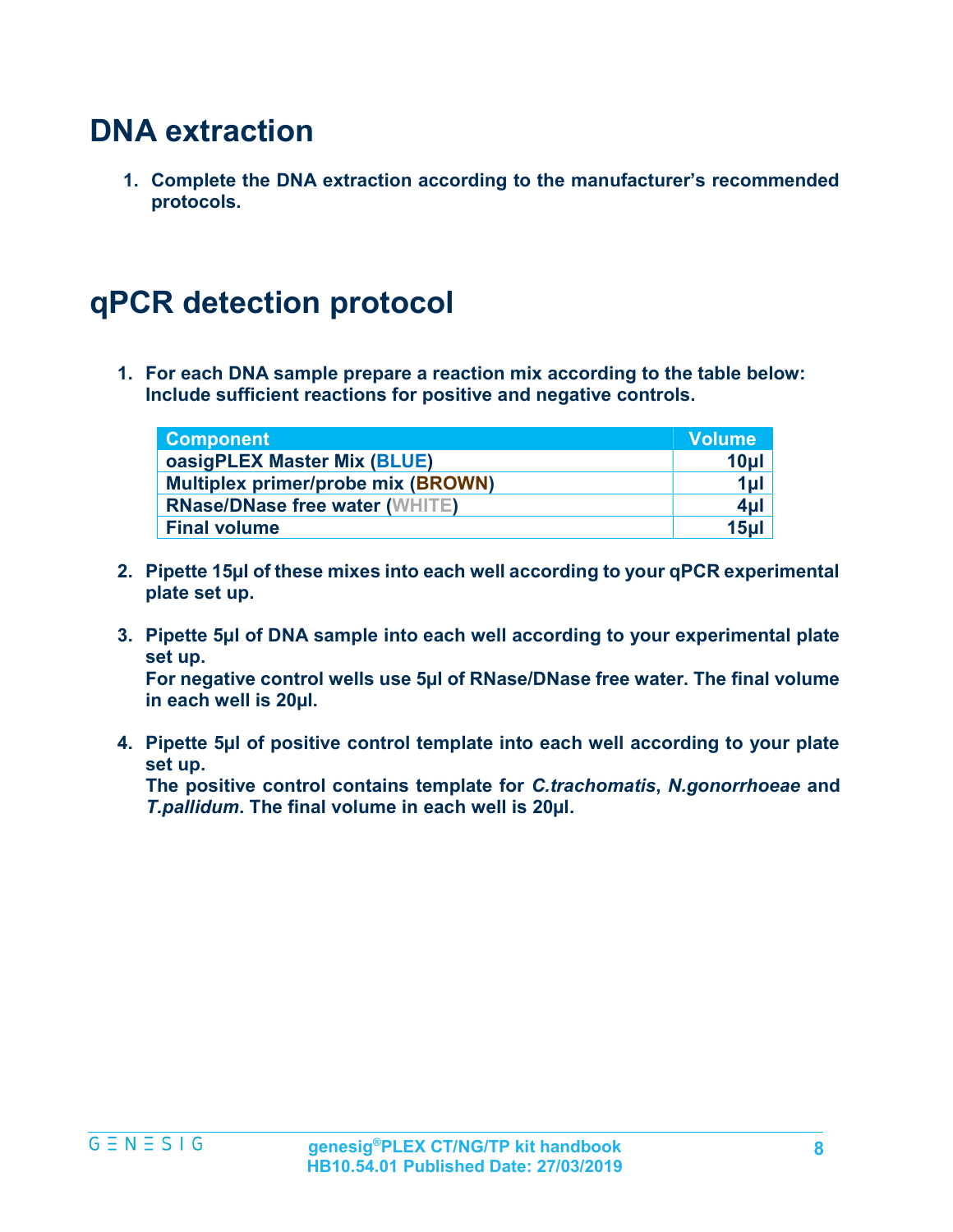# DNA extraction

1. **Complete the DNA extraction according to the manufacturer's recommended protocols.**

# qPCR detection protocol

1. **For each DNA sample prepare a reaction mix according to the table below: Include sufficient reactions for positive and negative controls.**

| Component | Volume |
| --- | --- |
| oasigPLEX Master Mix (BLUE) | 10µl |
| Multiplex primer/probe mix (BROWN) | 1µl |
| RNase/DNase free water (WHITE) | 4µl |
| Final volume | 15µl |

2. **Pipette 15µl of these mixes into each well according to your qPCR experimental plate set up.**

3. **Pipette 5µl of DNA sample into each well according to your experimental plate set up.**
   **For negative control wells use 5µl of RNase/DNase free water. The final volume in each well is 20µl.**

4. **Pipette 5µl of positive control template into each well according to your plate set up.**
   **The positive control contains template for *C.trachomatis*, *N.gonorrhoeae* and *T.pallidum*. The final volume in each well is 20µl.**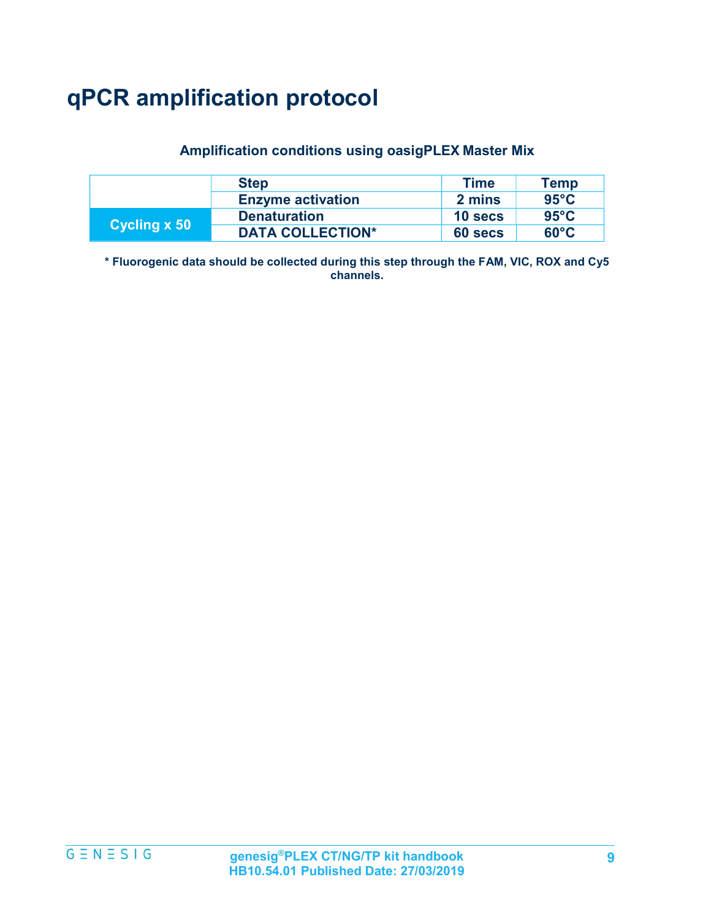# qPCR amplification protocol

**Amplification conditions using oasigPLEX Master Mix**

| | Step | Time | Temp |
|---|---|---|---|
| | Enzyme activation | 2 mins | 95°C |
| Cycling x 50 | Denaturation | 10 secs | 95°C |
| | DATA COLLECTION* | 60 secs | 60°C |

**\* Fluorogenic data should be collected during this step through the FAM, VIC, ROX and Cy5 channels.**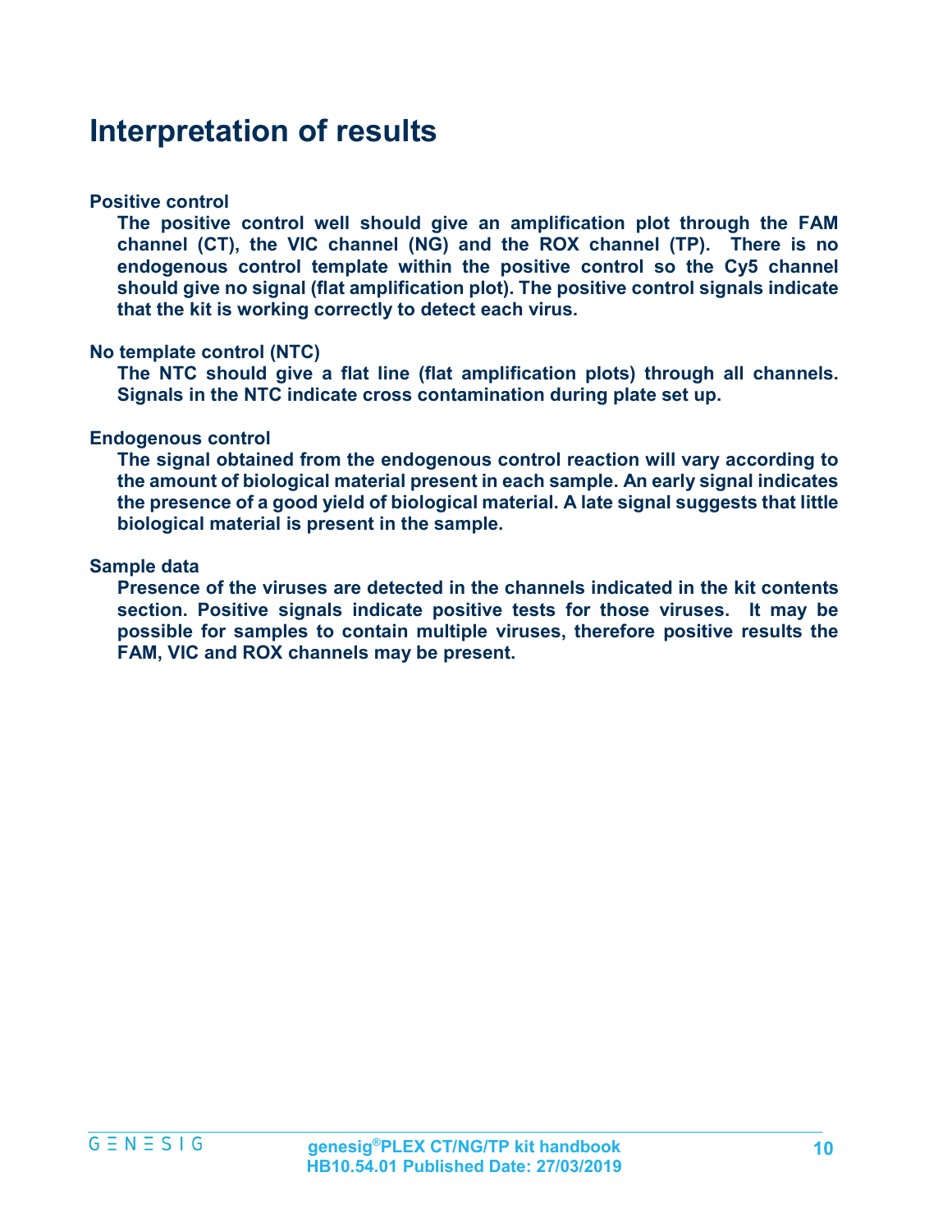# Interpretation of results

**Positive control**

**The positive control well should give an amplification plot through the FAM channel (CT), the VIC channel (NG) and the ROX channel (TP). There is no endogenous control template within the positive control so the Cy5 channel should give no signal (flat amplification plot). The positive control signals indicate that the kit is working correctly to detect each virus.**

**No template control (NTC)**

**The NTC should give a flat line (flat amplification plots) through all channels. Signals in the NTC indicate cross contamination during plate set up.**

**Endogenous control**

**The signal obtained from the endogenous control reaction will vary according to the amount of biological material present in each sample. An early signal indicates the presence of a good yield of biological material. A late signal suggests that little biological material is present in the sample.**

**Sample data**

**Presence of the viruses are detected in the channels indicated in the kit contents section. Positive signals indicate positive tests for those viruses. It may be possible for samples to contain multiple viruses, therefore positive results the FAM, VIC and ROX channels may be present.**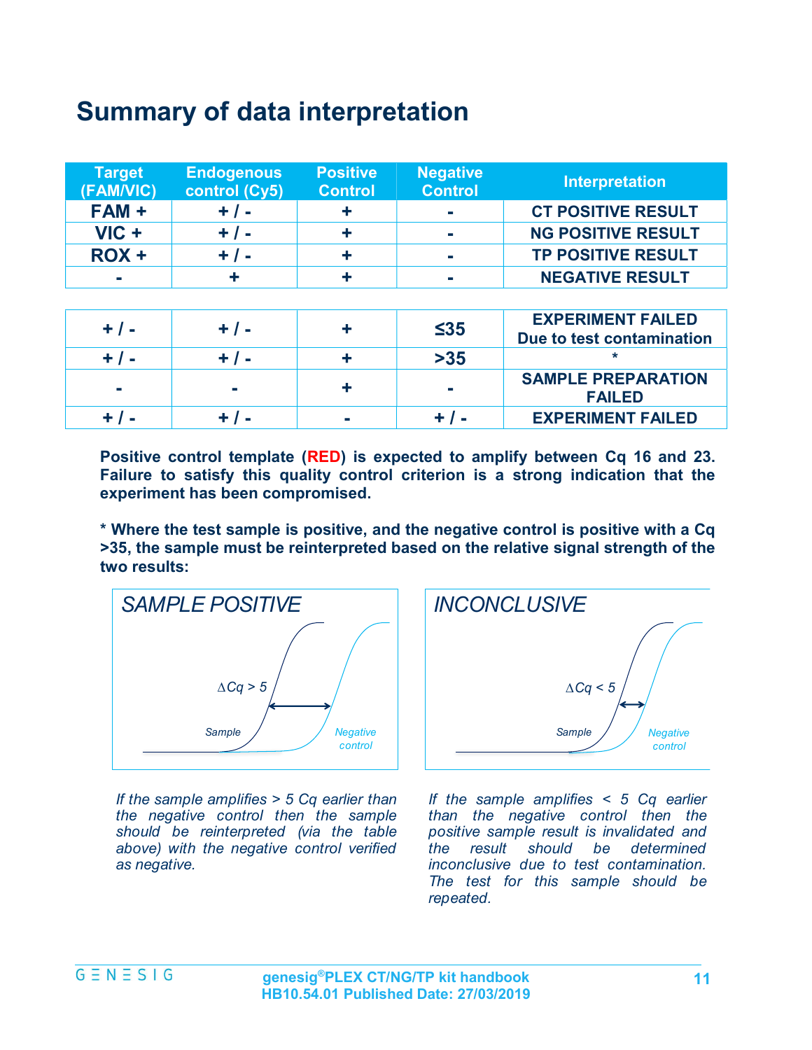# Summary of data interpretation

| Target (FAM/VIC) | Endogenous control (Cy5) | Positive Control | Negative Control | Interpretation |
|---|---|---|---|---|
| FAM + | + / - | + | - | CT POSITIVE RESULT |
| VIC + | + / - | + | - | NG POSITIVE RESULT |
| ROX + | + / - | + | - | TP POSITIVE RESULT |
| - | + | + | - | NEGATIVE RESULT |

| | | | | |
|---|---|---|---|---|
| + / - | + / - | + | ≤35 | EXPERIMENT FAILED Due to test contamination |
| + / - | + / - | + | >35 | * |
| - | - | + | - | SAMPLE PREPARATION FAILED |
| + / - | + / - | - | + / - | EXPERIMENT FAILED |

**Positive control template (RED) is expected to amplify between Cq 16 and 23. Failure to satisfy this quality control criterion is a strong indication that the experiment has been compromised.**

**\* Where the test sample is positive, and the negative control is positive with a Cq >35, the sample must be reinterpreted based on the relative signal strength of the two results:**

*SAMPLE POSITIVE*

$\Delta Cq > 5$

Sample

Negative control

*If the sample amplifies > 5 Cq earlier than the negative control then the sample should be reinterpreted (via the table above) with the negative control verified as negative.*

*INCONCLUSIVE*

$\Delta Cq < 5$

Sample

Negative control

*If the sample amplifies < 5 Cq earlier than the negative control then the positive sample result is invalidated and the result should be determined inconclusive due to test contamination. The test for this sample should be repeated.*